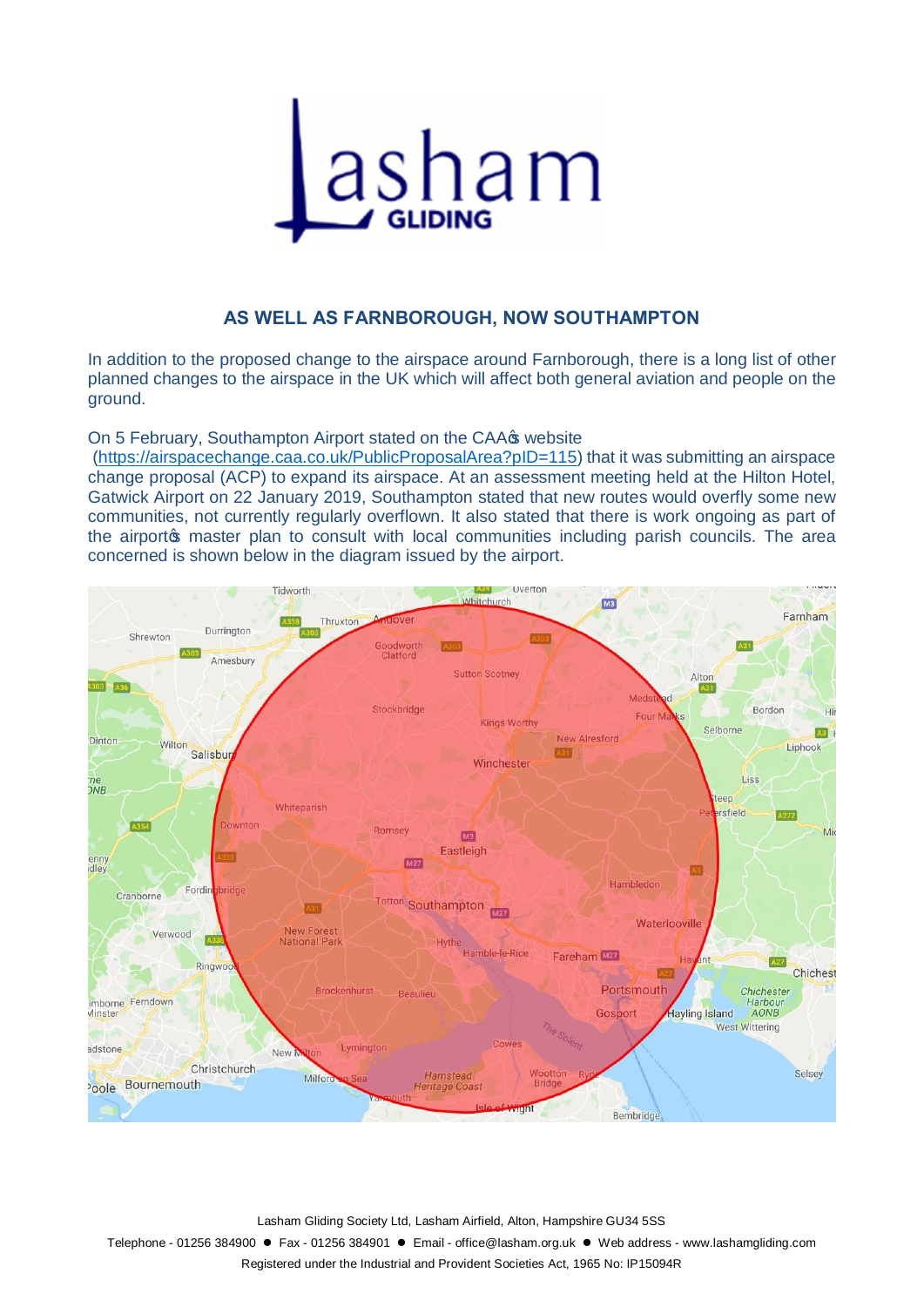# Lasham GLIDING

## AS WELL AS FARNBOROUGH, NOW SOUTHAMPTON

In addition to the proposed change to the airspace around Farnborough, there is a long list of other planned changes to the airspace in the UK which will affect both general aviation and people on the ground.

On 5 February, Southampton Airport stated on the CAA's website (https://airspacechange.caa.co.uk/PublicProposalArea?pID=115) that it was submitting an airspace change proposal (ACP) to expand its airspace. At an assessment meeting held at the Hilton Hotel, Gatwick Airport on 22 January 2019, Southampton stated that new routes would overfly some new communities, not currently regularly overflown. It also stated that there is work ongoing as part of the airport's master plan to consult with local communities including parish councils. The area concerned is shown below in the diagram issued by the airport.

Lasham Gliding Society Ltd, Lasham Airfield, Alton, Hampshire GU34 5SS

Telephone - 01256 384900 ● Fax - 01256 384901 ● Email - office@lasham.org.uk ● Web address - www.lashamgliding.com

Registered under the Industrial and Provident Societies Act, 1965 No: IP15094R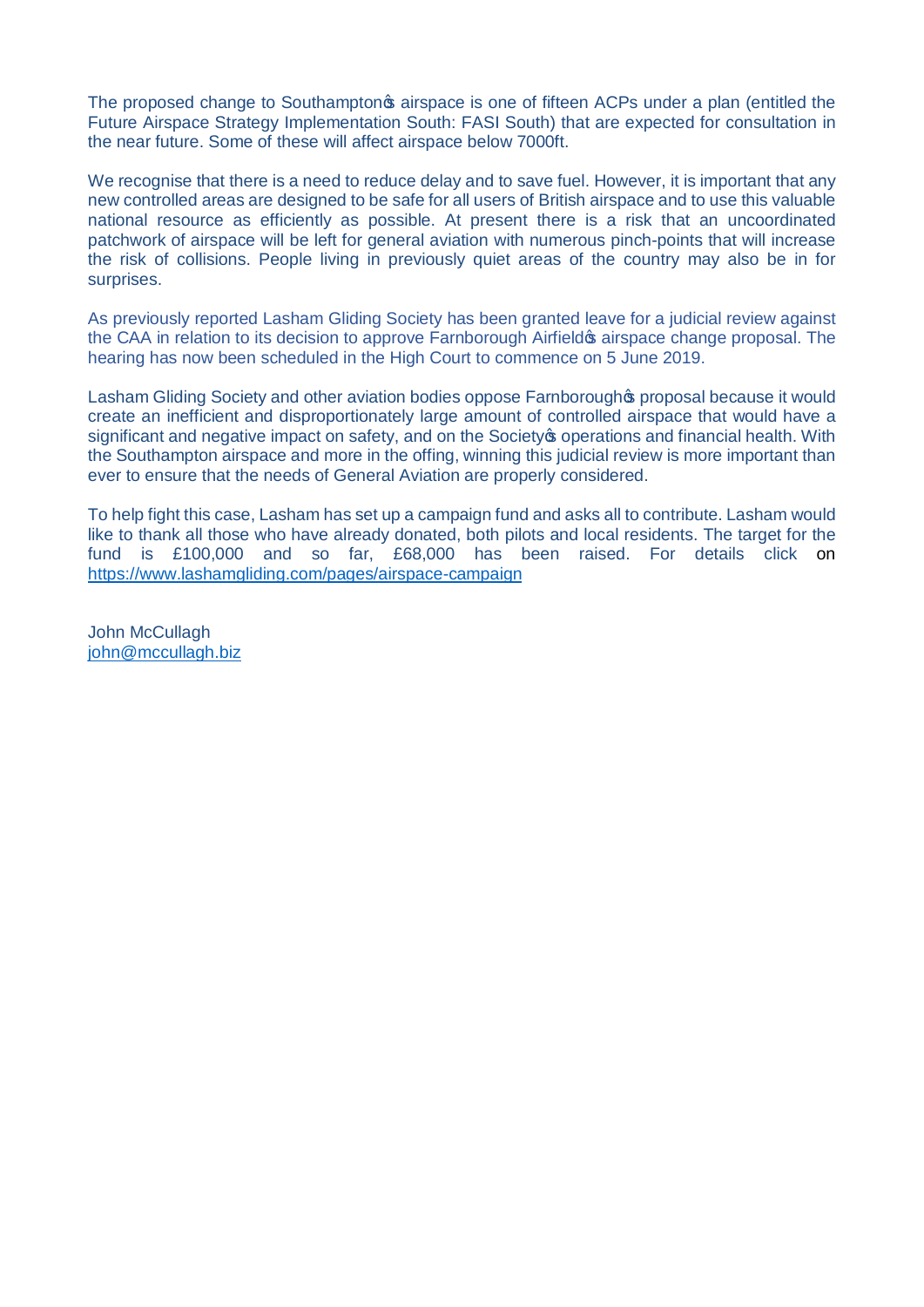The proposed change to Southampton's airspace is one of fifteen ACPs under a plan (entitled the Future Airspace Strategy Implementation South: FASI South) that are expected for consultation in the near future. Some of these will affect airspace below 7000ft.

We recognise that there is a need to reduce delay and to save fuel. However, it is important that any new controlled areas are designed to be safe for all users of British airspace and to use this valuable national resource as efficiently as possible. At present there is a risk that an uncoordinated patchwork of airspace will be left for general aviation with numerous pinch-points that will increase the risk of collisions. People living in previously quiet areas of the country may also be in for surprises.

As previously reported Lasham Gliding Society has been granted leave for a judicial review against the CAA in relation to its decision to approve Farnborough Airfield's airspace change proposal. The hearing has now been scheduled in the High Court to commence on 5 June 2019.

Lasham Gliding Society and other aviation bodies oppose Farnborough's proposal because it would create an inefficient and disproportionately large amount of controlled airspace that would have a significant and negative impact on safety, and on the Society's operations and financial health. With the Southampton airspace and more in the offing, winning this judicial review is more important than ever to ensure that the needs of General Aviation are properly considered.

To help fight this case, Lasham has set up a campaign fund and asks all to contribute. Lasham would like to thank all those who have already donated, both pilots and local residents. The target for the fund is £100,000 and so far, £68,000 has been raised. For details click on https://www.lashamgliding.com/pages/airspace-campaign

John McCullagh
john@mccullagh.biz